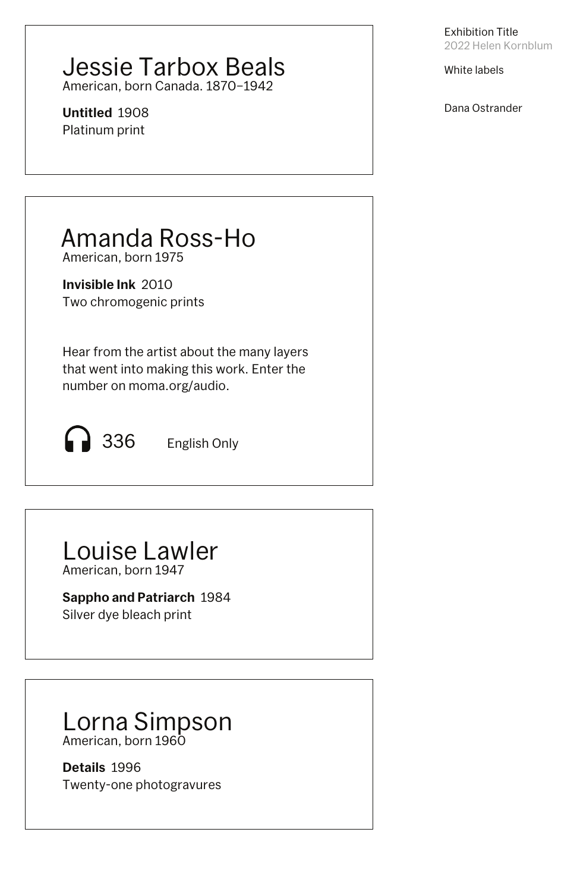Exhibition Title
2022 Helen Kornblum

White labels

Dana Ostrander

## Jessie Tarbox Beals
American, born Canada. 1870–1942

**Untitled** 1908
Platinum print

## Amanda Ross-Ho
American, born 1975

**Invisible Ink** 2010
Two chromogenic prints

Hear from the artist about the many layers that went into making this work. Enter the number on moma.org/audio.

336 English Only

## Louise Lawler
American, born 1947

**Sappho and Patriarch** 1984
Silver dye bleach print

## Lorna Simpson
American, born 1960

**Details** 1996
Twenty-one photogravures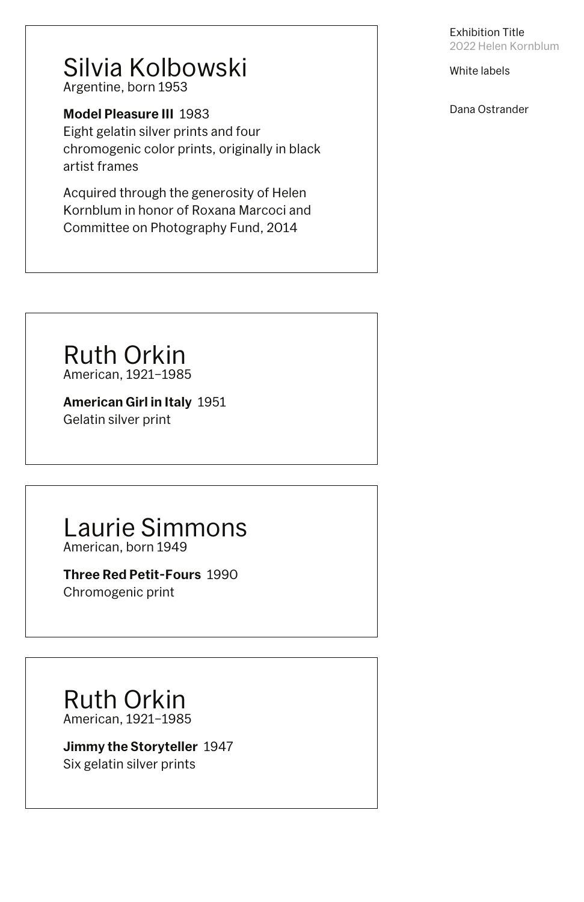Exhibition Title
2022 Helen Kornblum

White labels

Dana Ostrander

## Silvia Kolbowski
Argentine, born 1953

**Model Pleasure III** 1983
Eight gelatin silver prints and four chromogenic color prints, originally in black artist frames

Acquired through the generosity of Helen Kornblum in honor of Roxana Marcoci and Committee on Photography Fund, 2014

## Ruth Orkin
American, 1921–1985

**American Girl in Italy** 1951
Gelatin silver print

## Laurie Simmons
American, born 1949

**Three Red Petit-Fours** 1990
Chromogenic print

## Ruth Orkin
American, 1921–1985

**Jimmy the Storyteller** 1947
Six gelatin silver prints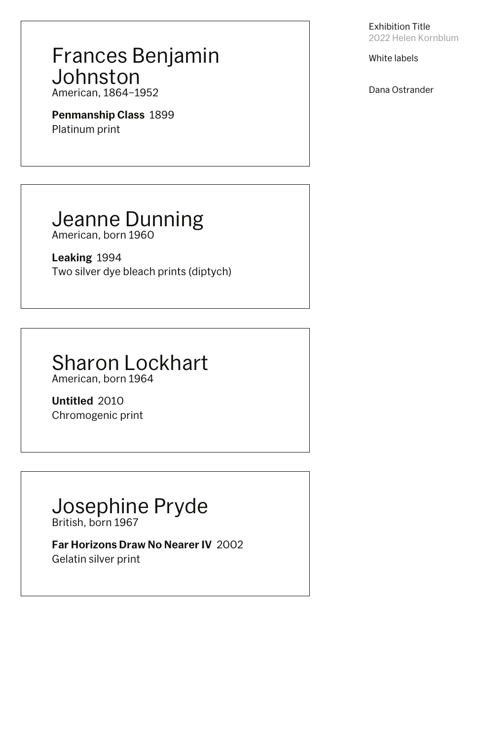Exhibition Title
2022 Helen Kornblum

White labels

Dana Ostrander

## Frances Benjamin Johnston

American, 1864–1952

**Penmanship Class** 1899
Platinum print

## Jeanne Dunning

American, born 1960

**Leaking** 1994
Two silver dye bleach prints (diptych)

## Sharon Lockhart

American, born 1964

**Untitled** 2010
Chromogenic print

## Josephine Pryde

British, born 1967

**Far Horizons Draw No Nearer IV** 2002
Gelatin silver print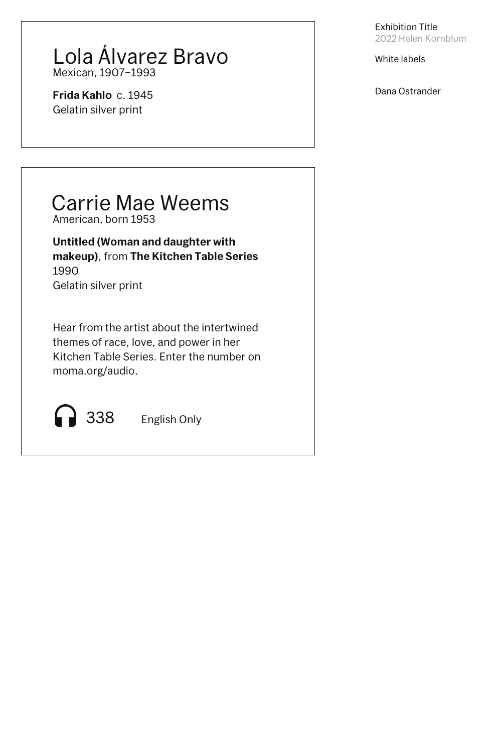Exhibition Title
2022 Helen Kornblum

White labels

Dana Ostrander

## Lola Álvarez Bravo

Mexican, 1907–1993

**Frida Kahlo** c. 1945
Gelatin silver print

## Carrie Mae Weems

American, born 1953

**Untitled (Woman and daughter with makeup)**, from **The Kitchen Table Series**
1990
Gelatin silver print

Hear from the artist about the intertwined themes of race, love, and power in her Kitchen Table Series. Enter the number on moma.org/audio.

338 English Only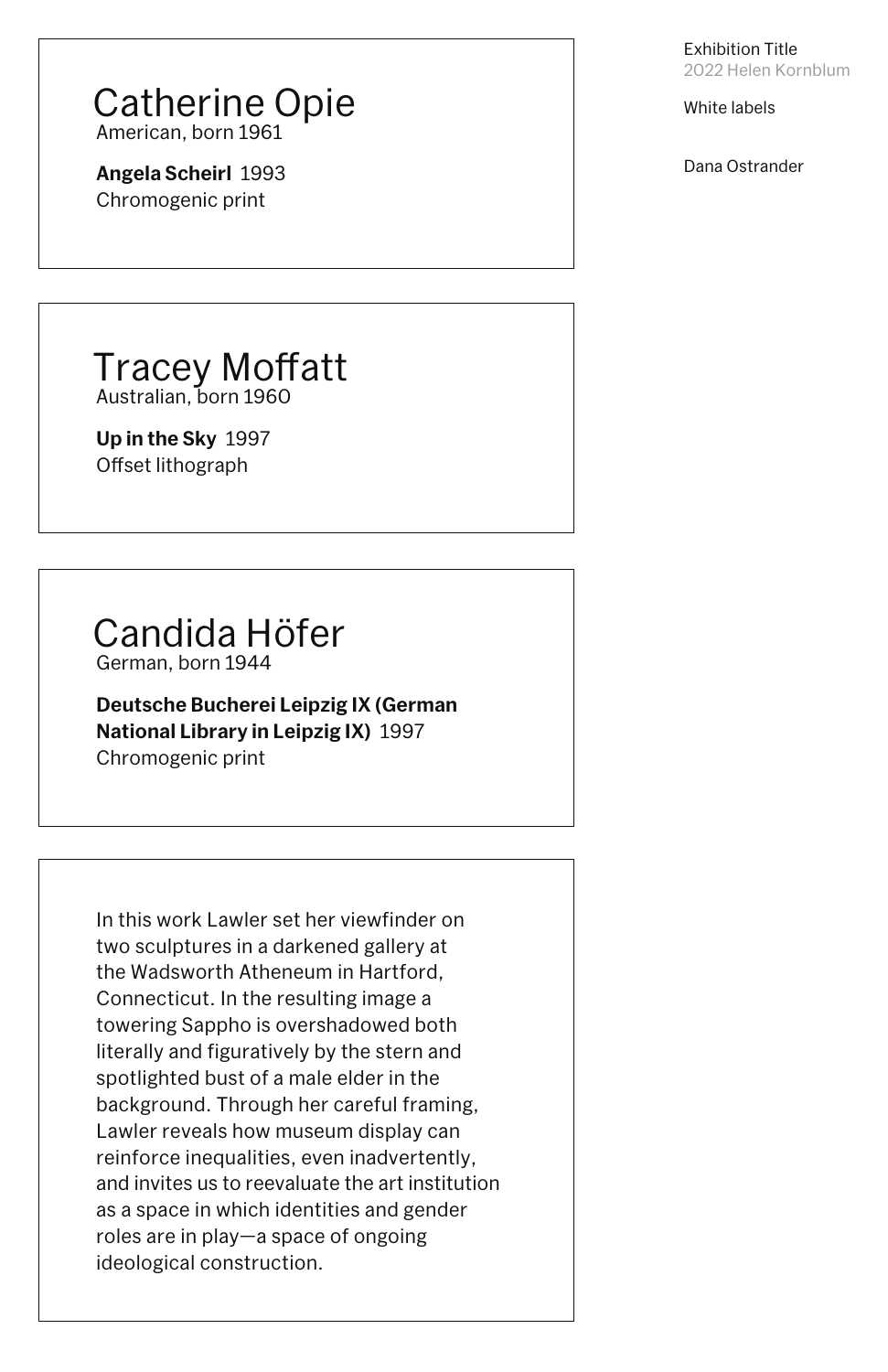Exhibition Title
2022 Helen Kornblum

White labels

Dana Ostrander

## Catherine Opie

American, born 1961

**Angela Scheirl** 1993
Chromogenic print

## Tracey Moffatt

Australian, born 1960

**Up in the Sky** 1997
Offset lithograph

## Candida Höfer

German, born 1944

**Deutsche Bucherei Leipzig IX (German National Library in Leipzig IX)** 1997
Chromogenic print

In this work Lawler set her viewfinder on two sculptures in a darkened gallery at the Wadsworth Atheneum in Hartford, Connecticut. In the resulting image a towering Sappho is overshadowed both literally and figuratively by the stern and spotlighted bust of a male elder in the background. Through her careful framing, Lawler reveals how museum display can reinforce inequalities, even inadvertently, and invites us to reevaluate the art institution as a space in which identities and gender roles are in play—a space of ongoing ideological construction.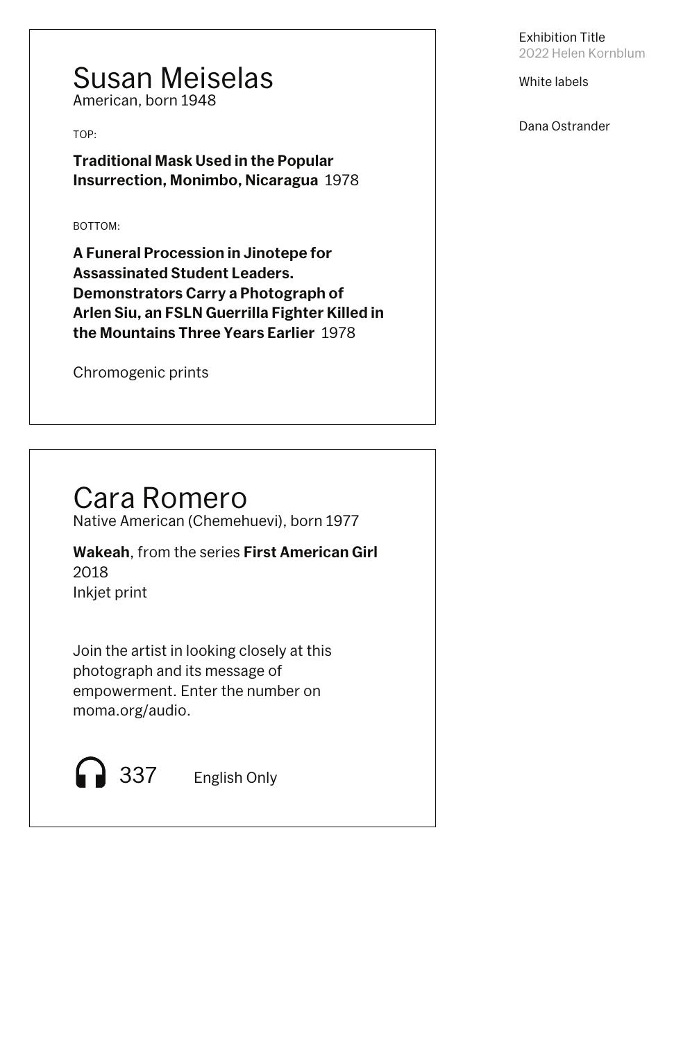Exhibition Title
2022 Helen Kornblum

White labels

Dana Ostrander

# Susan Meiselas

American, born 1948

TOP:

**Traditional Mask Used in the Popular Insurrection, Monimbo, Nicaragua** 1978

BOTTOM:

**A Funeral Procession in Jinotepe for Assassinated Student Leaders. Demonstrators Carry a Photograph of Arlen Siu, an FSLN Guerrilla Fighter Killed in the Mountains Three Years Earlier** 1978

Chromogenic prints

# Cara Romero

Native American (Chemehuevi), born 1977

**Wakeah**, from the series **First American Girl**
2018
Inkjet print

Join the artist in looking closely at this photograph and its message of empowerment. Enter the number on moma.org/audio.

337 English Only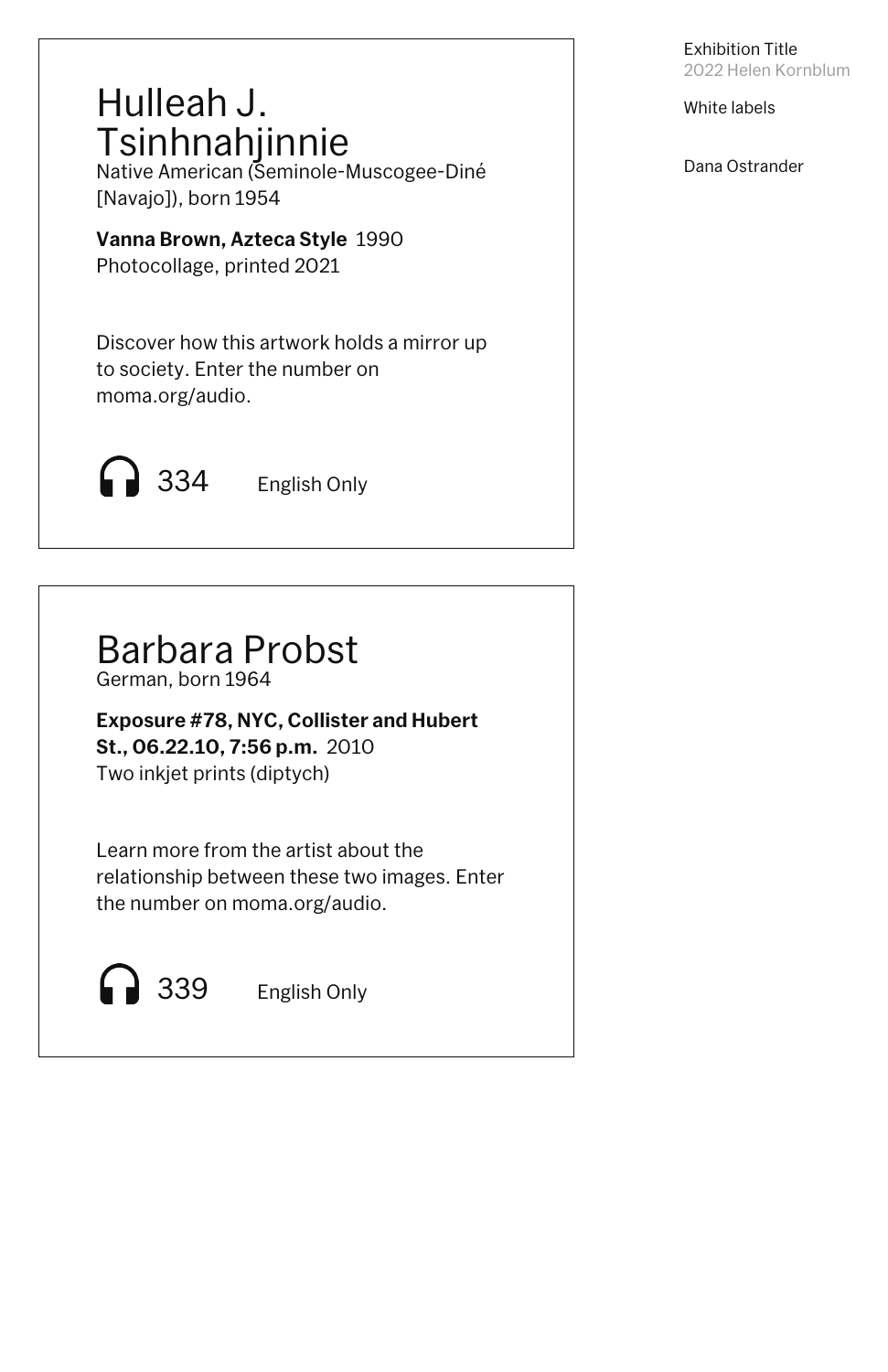Exhibition Title
2022 Helen Kornblum

White labels

Dana Ostrander

# Hulleah J. Tsinhnahjinnie

Native American (Seminole-Muscogee-Diné [Navajo]), born 1954

**Vanna Brown, Azteca Style** 1990
Photocollage, printed 2021

Discover how this artwork holds a mirror up to society. Enter the number on moma.org/audio.

334 English Only

# Barbara Probst

German, born 1964

**Exposure #78, NYC, Collister and Hubert St., 06.22.10, 7:56 p.m.** 2010
Two inkjet prints (diptych)

Learn more from the artist about the relationship between these two images. Enter the number on moma.org/audio.

339 English Only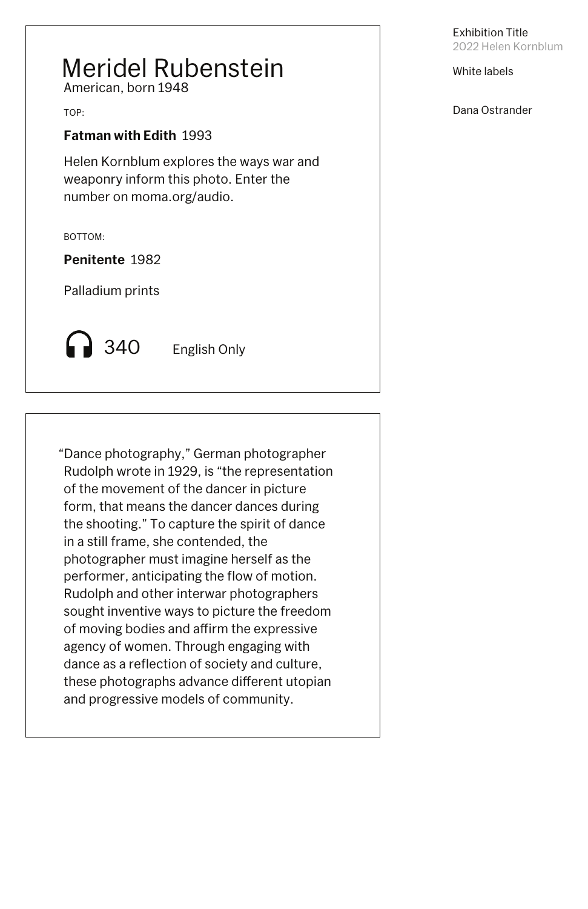# Meridel Rubenstein

American, born 1948

TOP:

**Fatman with Edith** 1993

Helen Kornblum explores the ways war and weaponry inform this photo. Enter the number on moma.org/audio.

BOTTOM:

**Penitente** 1982

Palladium prints

340 English Only

"Dance photography," German photographer Rudolph wrote in 1929, is "the representation of the movement of the dancer in picture form, that means the dancer dances during the shooting." To capture the spirit of dance in a still frame, she contended, the photographer must imagine herself as the performer, anticipating the flow of motion. Rudolph and other interwar photographers sought inventive ways to picture the freedom of moving bodies and affirm the expressive agency of women. Through engaging with dance as a reflection of society and culture, these photographs advance different utopian and progressive models of community.

Exhibition Title
2022 Helen Kornblum

White labels

Dana Ostrander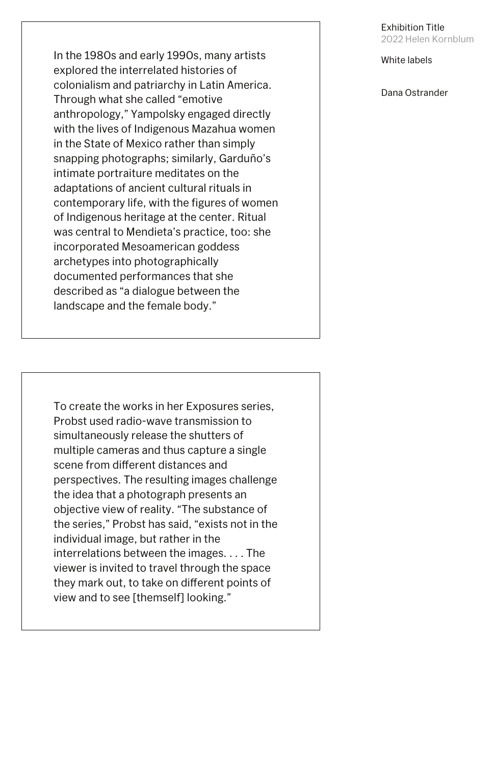In the 1980s and early 1990s, many artists explored the interrelated histories of colonialism and patriarchy in Latin America. Through what she called “emotive anthropology,” Yampolsky engaged directly with the lives of Indigenous Mazahua women in the State of Mexico rather than simply snapping photographs; similarly, Garduño’s intimate portraiture meditates on the adaptations of ancient cultural rituals in contemporary life, with the figures of women of Indigenous heritage at the center. Ritual was central to Mendieta’s practice, too: she incorporated Mesoamerican goddess archetypes into photographically documented performances that she described as “a dialogue between the landscape and the female body.”

To create the works in her Exposures series, Probst used radio-wave transmission to simultaneously release the shutters of multiple cameras and thus capture a single scene from different distances and perspectives. The resulting images challenge the idea that a photograph presents an objective view of reality. “The substance of the series,” Probst has said, “exists not in the individual image, but rather in the interrelations between the images. . . . The viewer is invited to travel through the space they mark out, to take on different points of view and to see [themself] looking.”

Exhibition Title
2022 Helen Kornblum

White labels

Dana Ostrander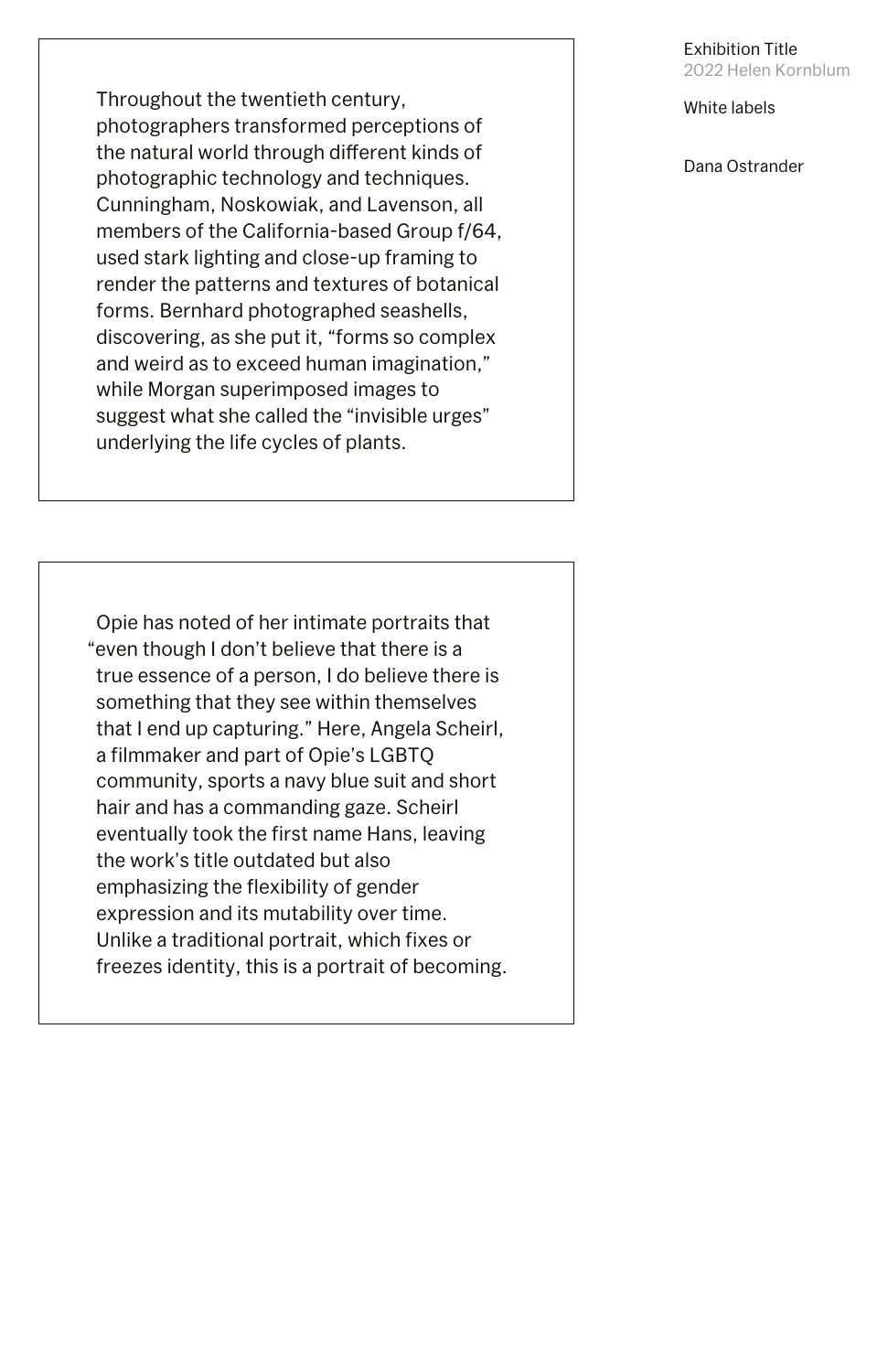Throughout the twentieth century, photographers transformed perceptions of the natural world through different kinds of photographic technology and techniques. Cunningham, Noskowiak, and Lavenson, all members of the California-based Group f/64, used stark lighting and close-up framing to render the patterns and textures of botanical forms. Bernhard photographed seashells, discovering, as she put it, "forms so complex and weird as to exceed human imagination," while Morgan superimposed images to suggest what she called the "invisible urges" underlying the life cycles of plants.

Opie has noted of her intimate portraits that "even though I don't believe that there is a true essence of a person, I do believe there is something that they see within themselves that I end up capturing." Here, Angela Scheirl, a filmmaker and part of Opie's LGBTQ community, sports a navy blue suit and short hair and has a commanding gaze. Scheirl eventually took the first name Hans, leaving the work's title outdated but also emphasizing the flexibility of gender expression and its mutability over time. Unlike a traditional portrait, which fixes or freezes identity, this is a portrait of becoming.

Exhibition Title
2022 Helen Kornblum

White labels

Dana Ostrander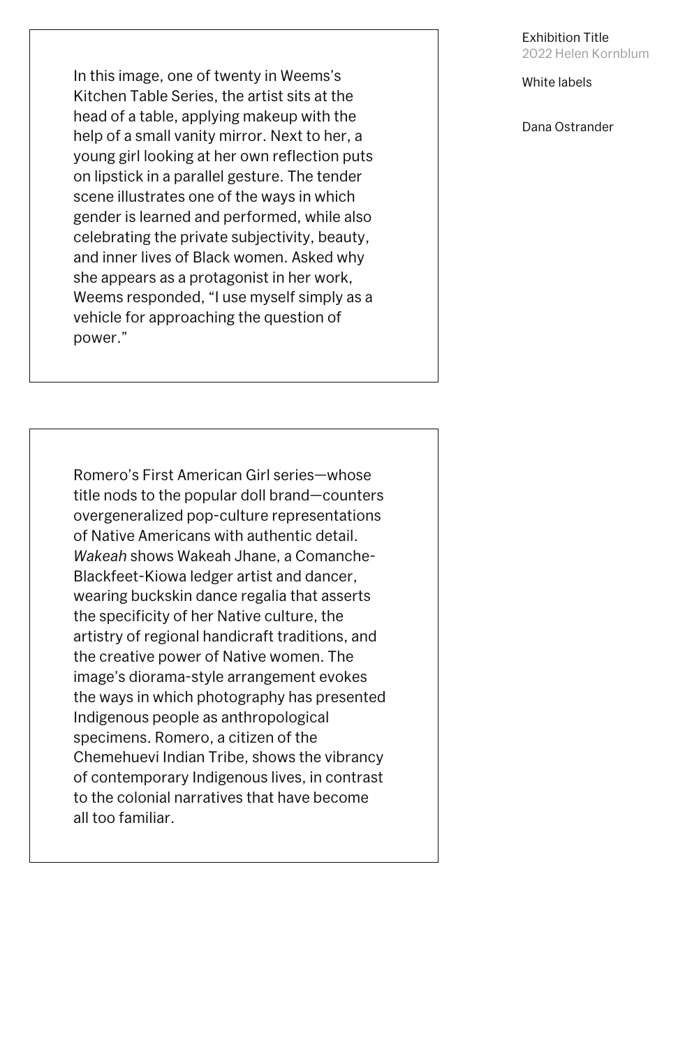In this image, one of twenty in Weems's Kitchen Table Series, the artist sits at the head of a table, applying makeup with the help of a small vanity mirror. Next to her, a young girl looking at her own reflection puts on lipstick in a parallel gesture. The tender scene illustrates one of the ways in which gender is learned and performed, while also celebrating the private subjectivity, beauty, and inner lives of Black women. Asked why she appears as a protagonist in her work, Weems responded, "I use myself simply as a vehicle for approaching the question of power."

Romero's First American Girl series—whose title nods to the popular doll brand—counters overgeneralized pop-culture representations of Native Americans with authentic detail. *Wakeah* shows Wakeah Jhane, a Comanche-Blackfeet-Kiowa ledger artist and dancer, wearing buckskin dance regalia that asserts the specificity of her Native culture, the artistry of regional handicraft traditions, and the creative power of Native women. The image's diorama-style arrangement evokes the ways in which photography has presented Indigenous people as anthropological specimens. Romero, a citizen of the Chemehuevi Indian Tribe, shows the vibrancy of contemporary Indigenous lives, in contrast to the colonial narratives that have become all too familiar.

Exhibition Title
2022 Helen Kornblum

White labels

Dana Ostrander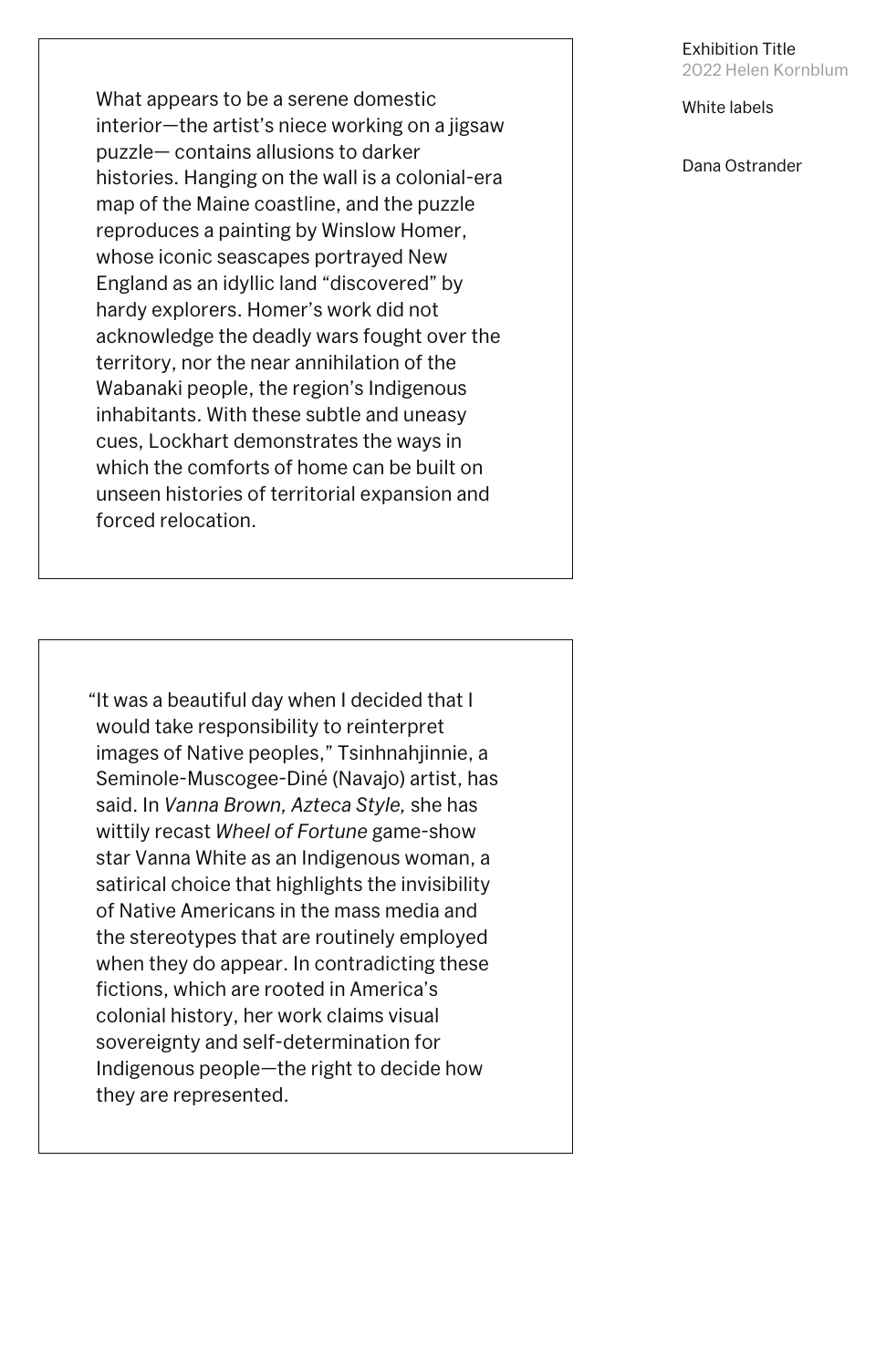Exhibition Title
2022 Helen Kornblum

White labels

Dana Ostrander

What appears to be a serene domestic interior—the artist's niece working on a jigsaw puzzle— contains allusions to darker histories. Hanging on the wall is a colonial-era map of the Maine coastline, and the puzzle reproduces a painting by Winslow Homer, whose iconic seascapes portrayed New England as an idyllic land "discovered" by hardy explorers. Homer's work did not acknowledge the deadly wars fought over the territory, nor the near annihilation of the Wabanaki people, the region's Indigenous inhabitants. With these subtle and uneasy cues, Lockhart demonstrates the ways in which the comforts of home can be built on unseen histories of territorial expansion and forced relocation.

"It was a beautiful day when I decided that I would take responsibility to reinterpret images of Native peoples," Tsinhnahjinnie, a Seminole-Muscogee-Diné (Navajo) artist, has said. In *Vanna Brown, Azteca Style,* she has wittily recast *Wheel of Fortune* game-show star Vanna White as an Indigenous woman, a satirical choice that highlights the invisibility of Native Americans in the mass media and the stereotypes that are routinely employed when they do appear. In contradicting these fictions, which are rooted in America's colonial history, her work claims visual sovereignty and self-determination for Indigenous people—the right to decide how they are represented.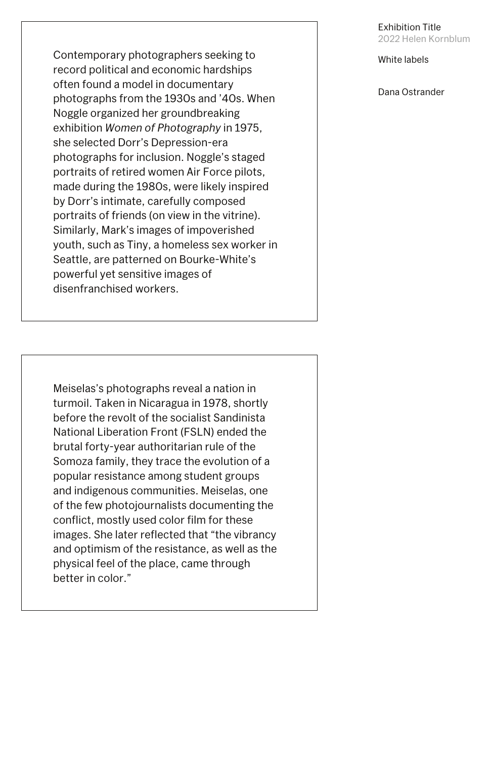Exhibition Title
2022 Helen Kornblum

White labels

Dana Ostrander

Contemporary photographers seeking to record political and economic hardships often found a model in documentary photographs from the 1930s and ’40s. When Noggle organized her groundbreaking exhibition *Women of Photography* in 1975, she selected Dorr’s Depression-era photographs for inclusion. Noggle’s staged portraits of retired women Air Force pilots, made during the 1980s, were likely inspired by Dorr’s intimate, carefully composed portraits of friends (on view in the vitrine). Similarly, Mark’s images of impoverished youth, such as Tiny, a homeless sex worker in Seattle, are patterned on Bourke-White’s powerful yet sensitive images of disenfranchised workers.

Meiselas’s photographs reveal a nation in turmoil. Taken in Nicaragua in 1978, shortly before the revolt of the socialist Sandinista National Liberation Front (FSLN) ended the brutal forty-year authoritarian rule of the Somoza family, they trace the evolution of a popular resistance among student groups and indigenous communities. Meiselas, one of the few photojournalists documenting the conflict, mostly used color film for these images. She later reflected that “the vibrancy and optimism of the resistance, as well as the physical feel of the place, came through better in color.”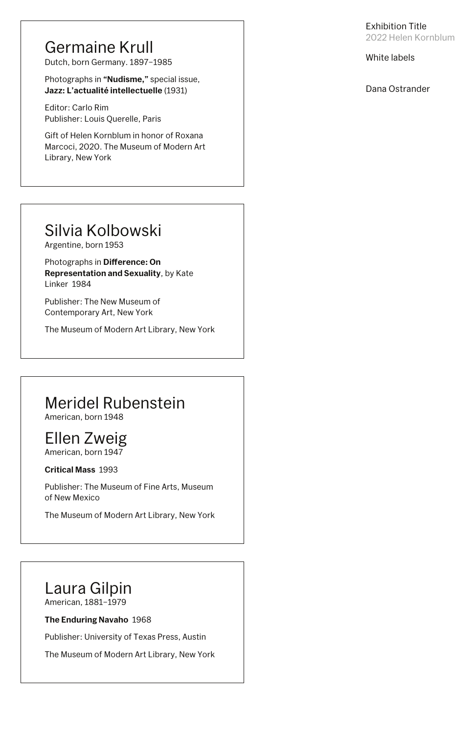Exhibition Title
2022 Helen Kornblum

White labels

Dana Ostrander

## Germaine Krull
Dutch, born Germany. 1897–1985

Photographs in **"Nudisme,"** special issue, **Jazz: L'actualité intellectuelle** (1931)

Editor: Carlo Rim
Publisher: Louis Querelle, Paris

Gift of Helen Kornblum in honor of Roxana Marcoci, 2020. The Museum of Modern Art Library, New York

## Silvia Kolbowski
Argentine, born 1953

Photographs in **Difference: On Representation and Sexuality**, by Kate Linker 1984

Publisher: The New Museum of Contemporary Art, New York

The Museum of Modern Art Library, New York

## Meridel Rubenstein
American, born 1948

## Ellen Zweig
American, born 1947

**Critical Mass** 1993

Publisher: The Museum of Fine Arts, Museum of New Mexico

The Museum of Modern Art Library, New York

## Laura Gilpin
American, 1881–1979

**The Enduring Navaho** 1968

Publisher: University of Texas Press, Austin

The Museum of Modern Art Library, New York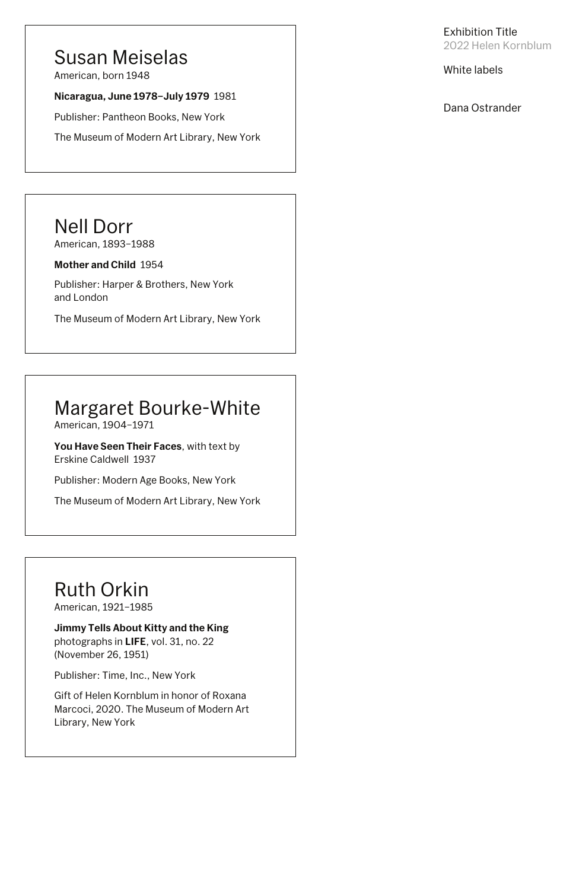Exhibition Title
2022 Helen Kornblum

White labels

Dana Ostrander

## Susan Meiselas
American, born 1948

**Nicaragua, June 1978–July 1979** 1981

Publisher: Pantheon Books, New York

The Museum of Modern Art Library, New York

## Nell Dorr
American, 1893–1988

**Mother and Child** 1954

Publisher: Harper & Brothers, New York and London

The Museum of Modern Art Library, New York

## Margaret Bourke-White
American, 1904–1971

**You Have Seen Their Faces**, with text by Erskine Caldwell 1937

Publisher: Modern Age Books, New York

The Museum of Modern Art Library, New York

## Ruth Orkin
American, 1921–1985

**Jimmy Tells About Kitty and the King** photographs in **LIFE**, vol. 31, no. 22 (November 26, 1951)

Publisher: Time, Inc., New York

Gift of Helen Kornblum in honor of Roxana Marcoci, 2020. The Museum of Modern Art Library, New York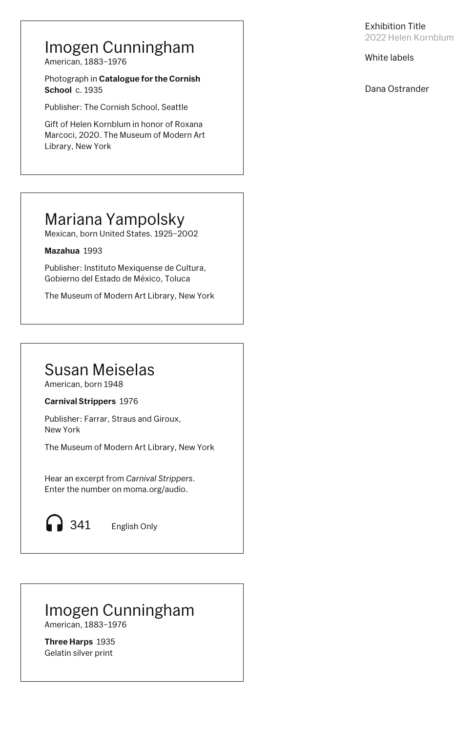Exhibition Title
2022 Helen Kornblum

White labels

Dana Ostrander

## Imogen Cunningham

American, 1883–1976

Photograph in **Catalogue for the Cornish School** c. 1935

Publisher: The Cornish School, Seattle

Gift of Helen Kornblum in honor of Roxana Marcoci, 2020. The Museum of Modern Art Library, New York

## Mariana Yampolsky

Mexican, born United States. 1925–2002

**Mazahua** 1993

Publisher: Instituto Mexiquense de Cultura, Gobierno del Estado de México, Toluca

The Museum of Modern Art Library, New York

## Susan Meiselas

American, born 1948

**Carnival Strippers** 1976

Publisher: Farrar, Straus and Giroux, New York

The Museum of Modern Art Library, New York

Hear an excerpt from *Carnival Strippers*. Enter the number on moma.org/audio.

341 English Only

## Imogen Cunningham

American, 1883–1976

**Three Harps** 1935
Gelatin silver print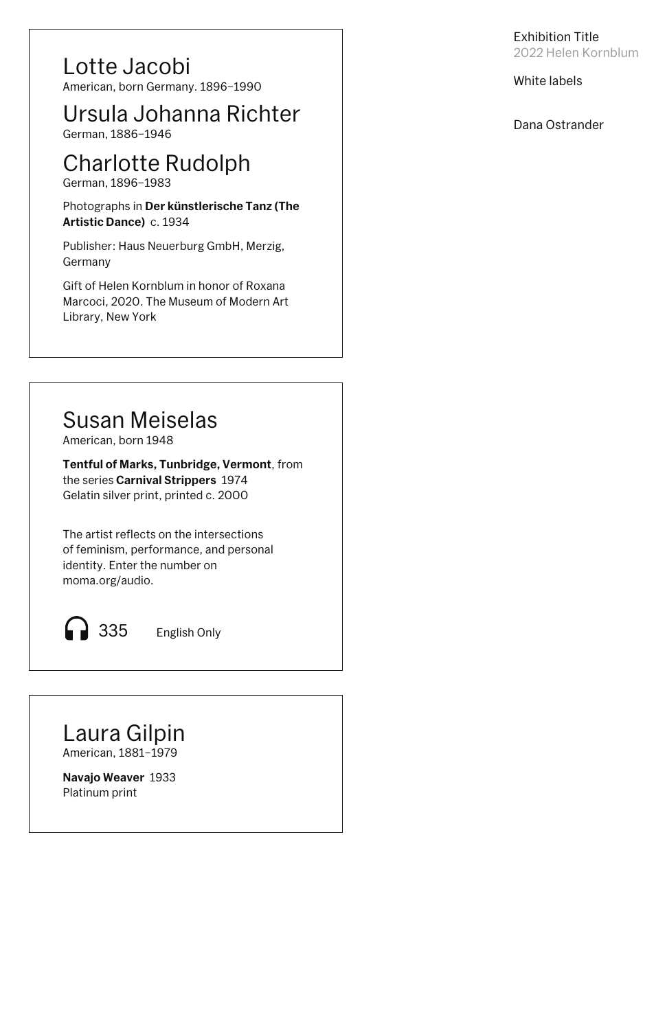Exhibition Title
2022 Helen Kornblum

White labels

Dana Ostrander

## Lotte Jacobi
American, born Germany. 1896–1990

## Ursula Johanna Richter
German, 1886–1946

## Charlotte Rudolph
German, 1896–1983

Photographs in **Der künstlerische Tanz (The Artistic Dance)** c. 1934

Publisher: Haus Neuerburg GmbH, Merzig, Germany

Gift of Helen Kornblum in honor of Roxana Marcoci, 2020. The Museum of Modern Art Library, New York

## Susan Meiselas
American, born 1948

**Tentful of Marks, Tunbridge, Vermont**, from the series **Carnival Strippers** 1974
Gelatin silver print, printed c. 2000

The artist reflects on the intersections of feminism, performance, and personal identity. Enter the number on moma.org/audio.

335 English Only

## Laura Gilpin
American, 1881–1979

**Navajo Weaver** 1933
Platinum print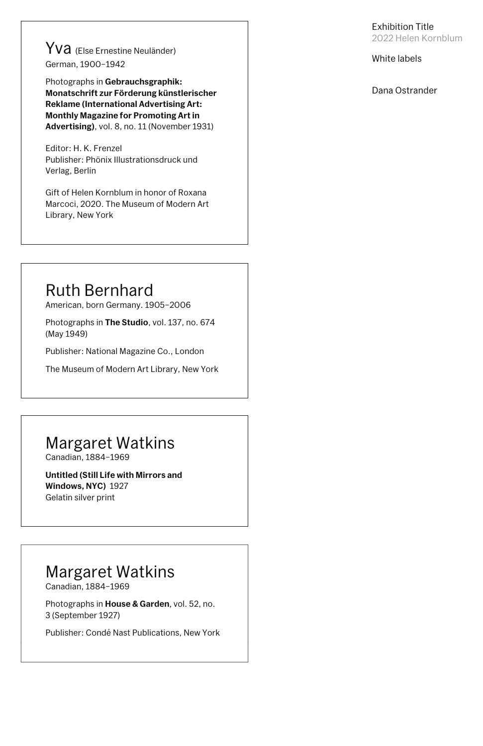Exhibition Title
2022 Helen Kornblum

White labels

Dana Ostrander

## Yva (Else Ernestine Neuländer)

German, 1900–1942

Photographs in **Gebrauchsgraphik: Monatschrift zur Förderung künstlerischer Reklame (International Advertising Art: Monthly Magazine for Promoting Art in Advertising)**, vol. 8, no. 11 (November 1931)

Editor: H. K. Frenzel
Publisher: Phönix Illustrationsdruck und Verlag, Berlin

Gift of Helen Kornblum in honor of Roxana Marcoci, 2020. The Museum of Modern Art Library, New York

## Ruth Bernhard

American, born Germany. 1905–2006

Photographs in **The Studio**, vol. 137, no. 674 (May 1949)

Publisher: National Magazine Co., London

The Museum of Modern Art Library, New York

## Margaret Watkins

Canadian, 1884–1969

**Untitled (Still Life with Mirrors and Windows, NYC)** 1927
Gelatin silver print

## Margaret Watkins

Canadian, 1884–1969

Photographs in **House & Garden**, vol. 52, no. 3 (September 1927)

Publisher: Condé Nast Publications, New York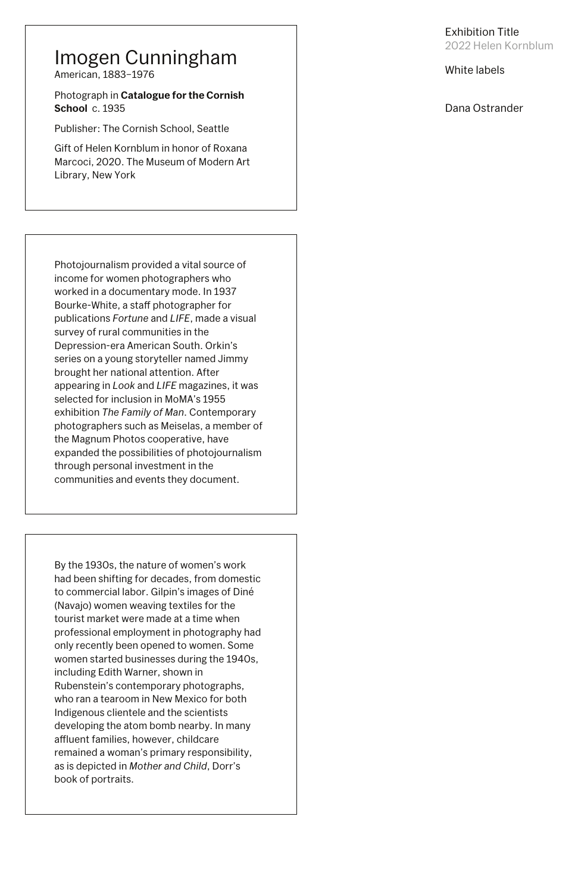Exhibition Title
2022 Helen Kornblum

White labels

Dana Ostrander

# Imogen Cunningham

American, 1883–1976

Photograph in **Catalogue for the Cornish School** c. 1935

Publisher: The Cornish School, Seattle

Gift of Helen Kornblum in honor of Roxana Marcoci, 2020. The Museum of Modern Art Library, New York

---

Photojournalism provided a vital source of income for women photographers who worked in a documentary mode. In 1937 Bourke-White, a staff photographer for publications *Fortune* and *LIFE*, made a visual survey of rural communities in the Depression-era American South. Orkin's series on a young storyteller named Jimmy brought her national attention. After appearing in *Look* and *LIFE* magazines, it was selected for inclusion in MoMA's 1955 exhibition *The Family of Man*. Contemporary photographers such as Meiselas, a member of the Magnum Photos cooperative, have expanded the possibilities of photojournalism through personal investment in the communities and events they document.

---

By the 1930s, the nature of women's work had been shifting for decades, from domestic to commercial labor. Gilpin's images of Diné (Navajo) women weaving textiles for the tourist market were made at a time when professional employment in photography had only recently been opened to women. Some women started businesses during the 1940s, including Edith Warner, shown in Rubenstein's contemporary photographs, who ran a tearoom in New Mexico for both Indigenous clientele and the scientists developing the atom bomb nearby. In many affluent families, however, childcare remained a woman's primary responsibility, as is depicted in *Mother and Child*, Dorr's book of portraits.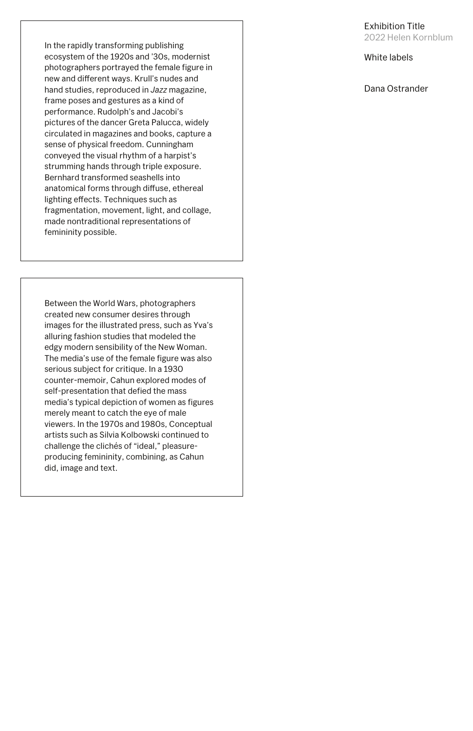Exhibition Title
2022 Helen Kornblum

White labels

Dana Ostrander

In the rapidly transforming publishing ecosystem of the 1920s and ’30s, modernist photographers portrayed the female figure in new and different ways. Krull’s nudes and hand studies, reproduced in *Jazz* magazine, frame poses and gestures as a kind of performance. Rudolph’s and Jacobi’s pictures of the dancer Greta Palucca, widely circulated in magazines and books, capture a sense of physical freedom. Cunningham conveyed the visual rhythm of a harpist’s strumming hands through triple exposure. Bernhard transformed seashells into anatomical forms through diffuse, ethereal lighting effects. Techniques such as fragmentation, movement, light, and collage, made nontraditional representations of femininity possible.

Between the World Wars, photographers created new consumer desires through images for the illustrated press, such as Yva’s alluring fashion studies that modeled the edgy modern sensibility of the New Woman. The media’s use of the female figure was also serious subject for critique. In a 1930 counter-memoir, Cahun explored modes of self-presentation that defied the mass media’s typical depiction of women as figures merely meant to catch the eye of male viewers. In the 1970s and 1980s, Conceptual artists such as Silvia Kolbowski continued to challenge the clichés of “ideal,” pleasure-producing femininity, combining, as Cahun did, image and text.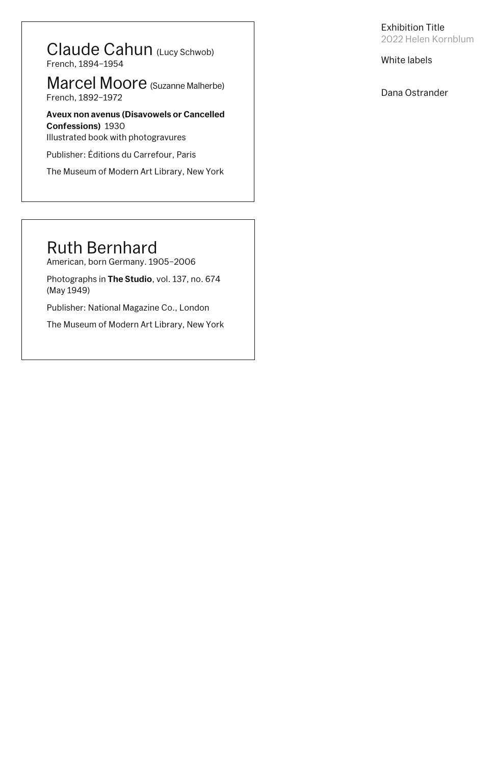Claude Cahun (Lucy Schwob)
French, 1894–1954

Marcel Moore (Suzanne Malherbe)
French, 1892–1972

**Aveux non avenus (Disavowels or Cancelled Confessions)** 1930
Illustrated book with photogravures

Publisher: Éditions du Carrefour, Paris

The Museum of Modern Art Library, New York

Ruth Bernhard
American, born Germany. 1905–2006

Photographs in **The Studio**, vol. 137, no. 674 (May 1949)

Publisher: National Magazine Co., London

The Museum of Modern Art Library, New York

Exhibition Title
2022 Helen Kornblum

White labels

Dana Ostrander